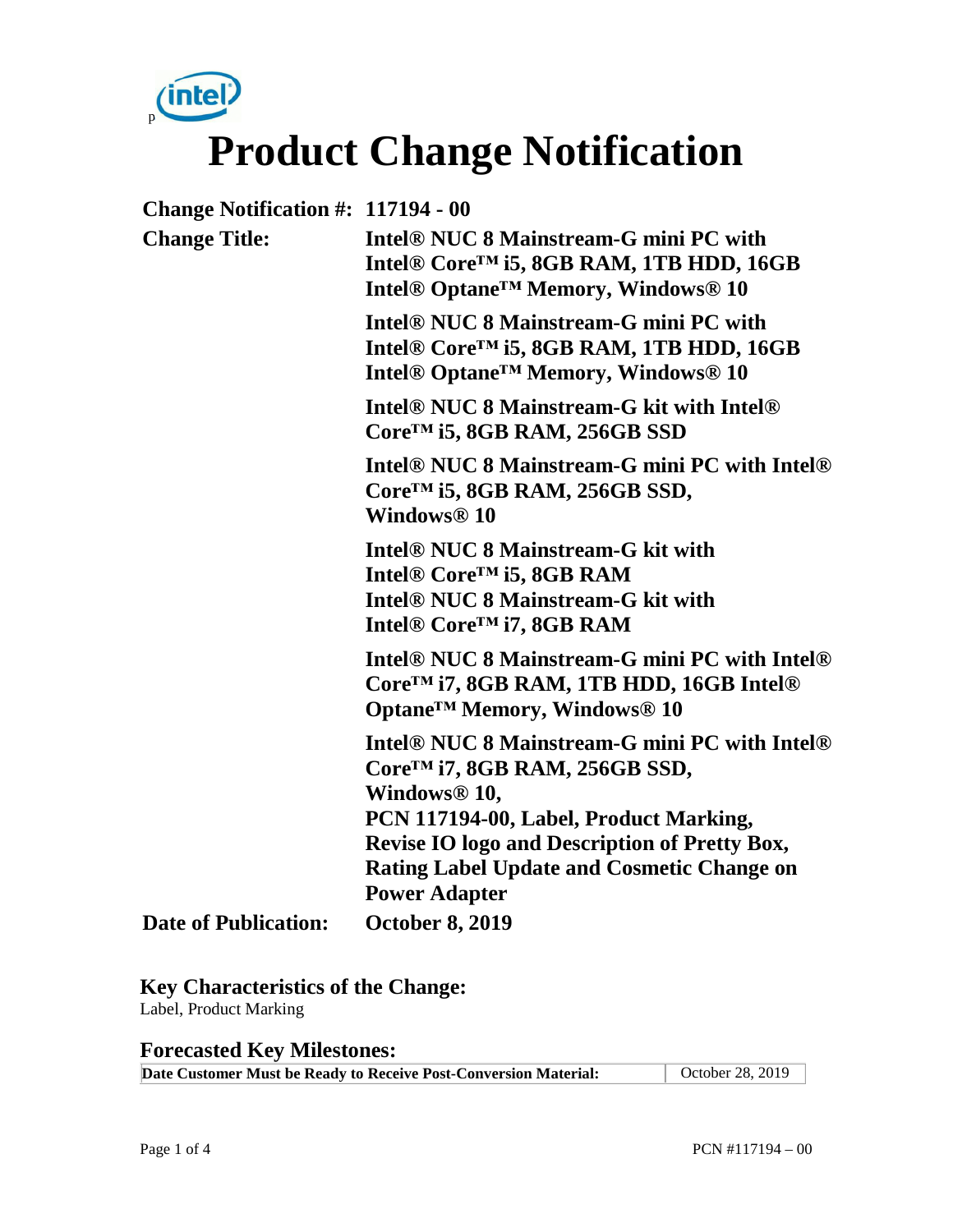# Product Change Notification

**Change Notification #:** 117194 - 00

**Change Title:**

Intel® NUC 8 Mainstream-G mini PC with Intel® Core™ i5, 8GB RAM, 1TB HDD, 16GB Intel® Optane™ Memory, Windows® 10

Intel® NUC 8 Mainstream-G mini PC with Intel® Core™ i5, 8GB RAM, 1TB HDD, 16GB Intel® Optane™ Memory, Windows® 10

Intel® NUC 8 Mainstream-G kit with Intel® Core™ i5, 8GB RAM, 256GB SSD

Intel® NUC 8 Mainstream-G mini PC with Intel® Core™ i5, 8GB RAM, 256GB SSD, Windows® 10

Intel® NUC 8 Mainstream-G kit with Intel® Core™ i5, 8GB RAM
Intel® NUC 8 Mainstream-G kit with Intel® Core™ i7, 8GB RAM

Intel® NUC 8 Mainstream-G mini PC with Intel® Core™ i7, 8GB RAM, 1TB HDD, 16GB Intel® Optane™ Memory, Windows® 10

Intel® NUC 8 Mainstream-G mini PC with Intel® Core™ i7, 8GB RAM, 256GB SSD, Windows® 10,
PCN 117194-00, Label, Product Marking, Revise IO logo and Description of Pretty Box, Rating Label Update and Cosmetic Change on Power Adapter

**Date of Publication:** October 8, 2019

## Key Characteristics of the Change:

Label, Product Marking

## Forecasted Key Milestones:

| | |
|---|---|
| **Date Customer Must be Ready to Receive Post-Conversion Material:** | October 28, 2019 |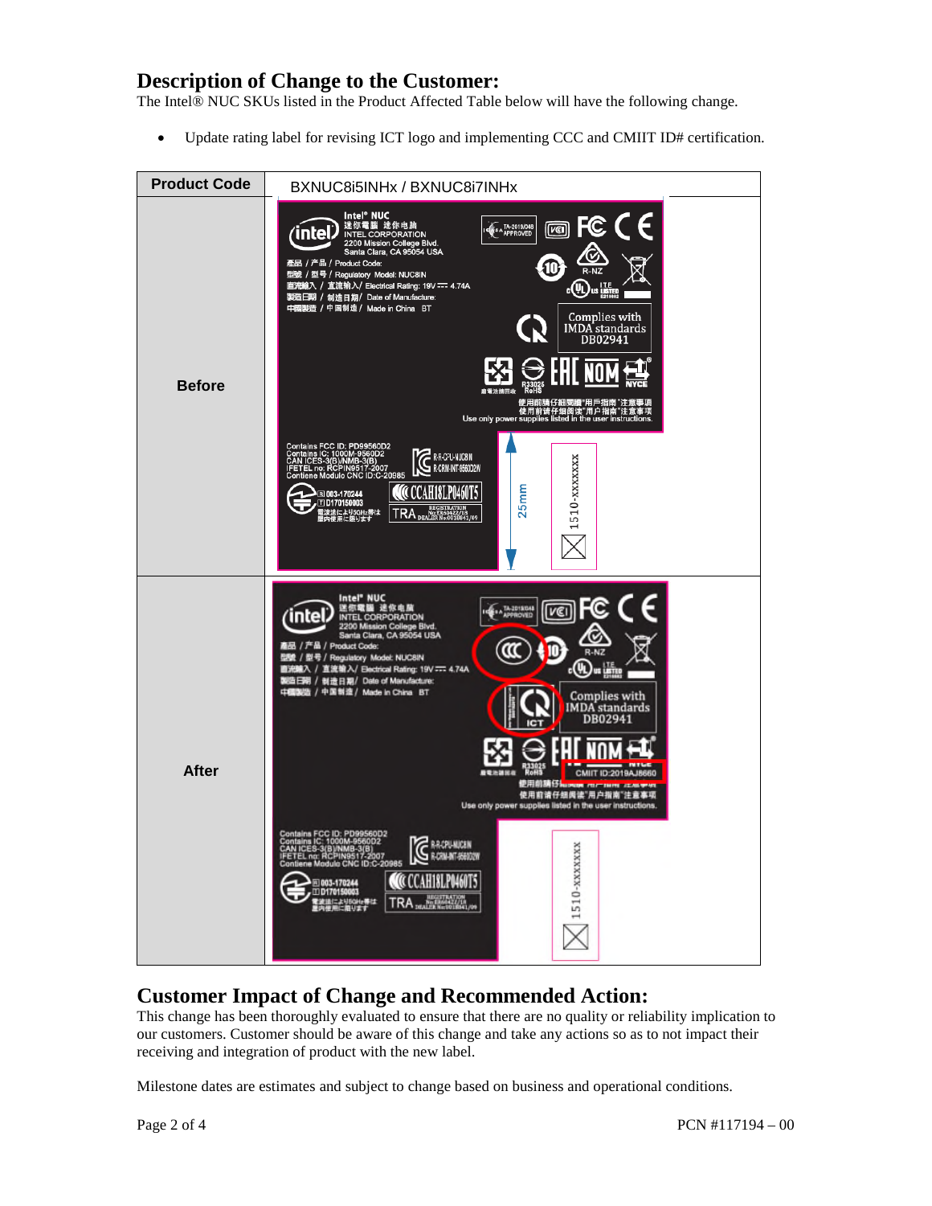## Description of Change to the Customer:

The Intel® NUC SKUs listed in the Product Affected Table below will have the following change.

- Update rating label for revising ICT logo and implementing CCC and CMIIT ID# certification.

| Product Code | BXNUC8i5INHx / BXNUC8i7INHx |
|---|---|
| Before | |
| After | |

## Customer Impact of Change and Recommended Action:

This change has been thoroughly evaluated to ensure that there are no quality or reliability implication to our customers. Customer should be aware of this change and take any actions so as to not impact their receiving and integration of product with the new label.

Milestone dates are estimates and subject to change based on business and operational conditions.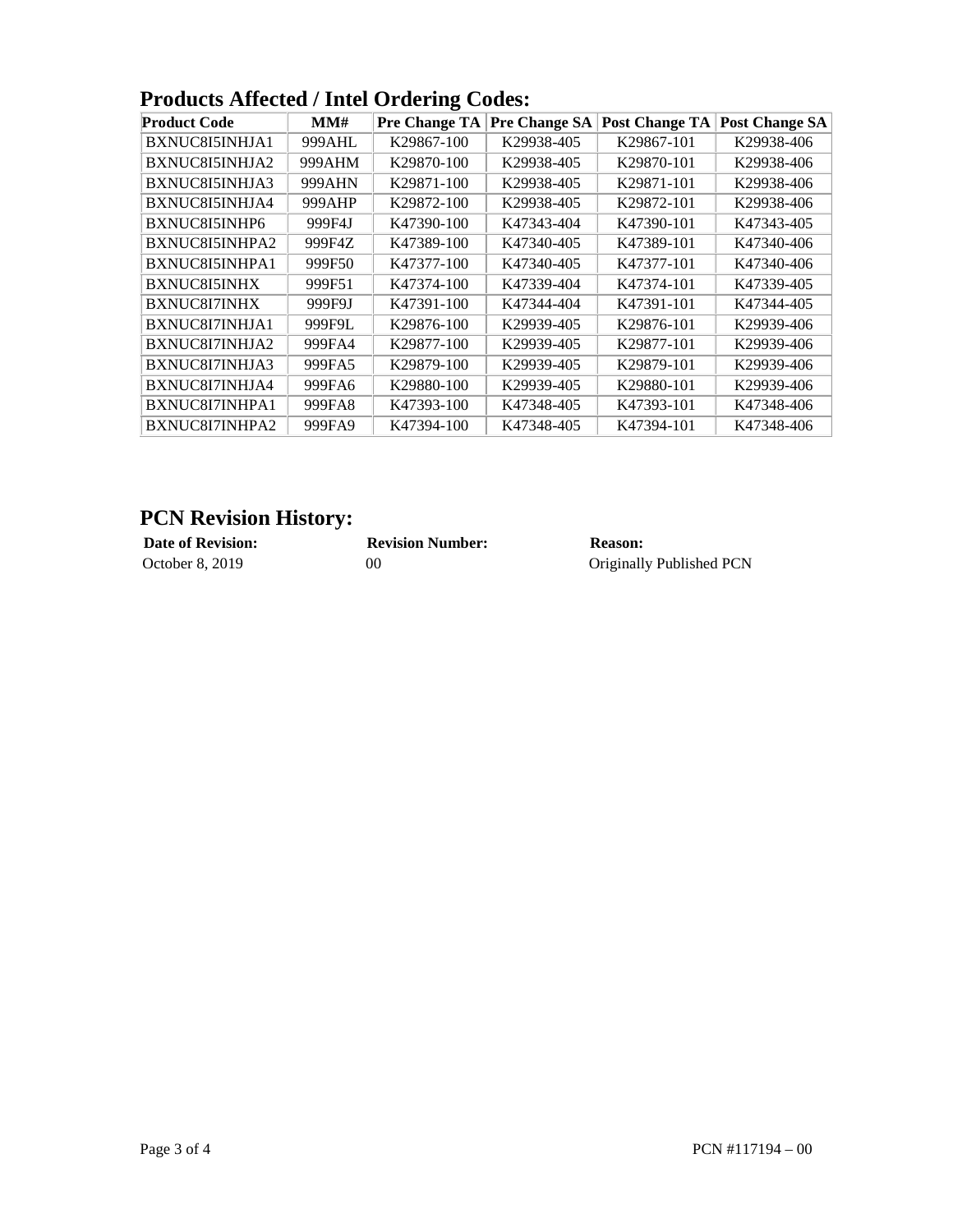## Products Affected / Intel Ordering Codes:

| Product Code | MM# | Pre Change TA | Pre Change SA | Post Change TA | Post Change SA |
|---|---|---|---|---|---|
| BXNUC8I5INHJA1 | 999AHL | K29867-100 | K29938-405 | K29867-101 | K29938-406 |
| BXNUC8I5INHJA2 | 999AHM | K29870-100 | K29938-405 | K29870-101 | K29938-406 |
| BXNUC8I5INHJA3 | 999AHN | K29871-100 | K29938-405 | K29871-101 | K29938-406 |
| BXNUC8I5INHJA4 | 999AHP | K29872-100 | K29938-405 | K29872-101 | K29938-406 |
| BXNUC8I5INHP6 | 999F4J | K47390-100 | K47343-404 | K47390-101 | K47343-405 |
| BXNUC8I5INHPA2 | 999F4Z | K47389-100 | K47340-405 | K47389-101 | K47340-406 |
| BXNUC8I5INHPA1 | 999F50 | K47377-100 | K47340-405 | K47377-101 | K47340-406 |
| BXNUC8I5INHX | 999F51 | K47374-100 | K47339-404 | K47374-101 | K47339-405 |
| BXNUC8I7INHX | 999F9J | K47391-100 | K47344-404 | K47391-101 | K47344-405 |
| BXNUC8I7INHJA1 | 999F9L | K29876-100 | K29939-405 | K29876-101 | K29939-406 |
| BXNUC8I7INHJA2 | 999FA4 | K29877-100 | K29939-405 | K29877-101 | K29939-406 |
| BXNUC8I7INHJA3 | 999FA5 | K29879-100 | K29939-405 | K29879-101 | K29939-406 |
| BXNUC8I7INHJA4 | 999FA6 | K29880-100 | K29939-405 | K29880-101 | K29939-406 |
| BXNUC8I7INHPA1 | 999FA8 | K47393-100 | K47348-405 | K47393-101 | K47348-406 |
| BXNUC8I7INHPA2 | 999FA9 | K47394-100 | K47348-405 | K47394-101 | K47348-406 |

## PCN Revision History:

| Date of Revision: | Revision Number: | Reason: |
|---|---|---|
| October 8, 2019 | 00 | Originally Published PCN |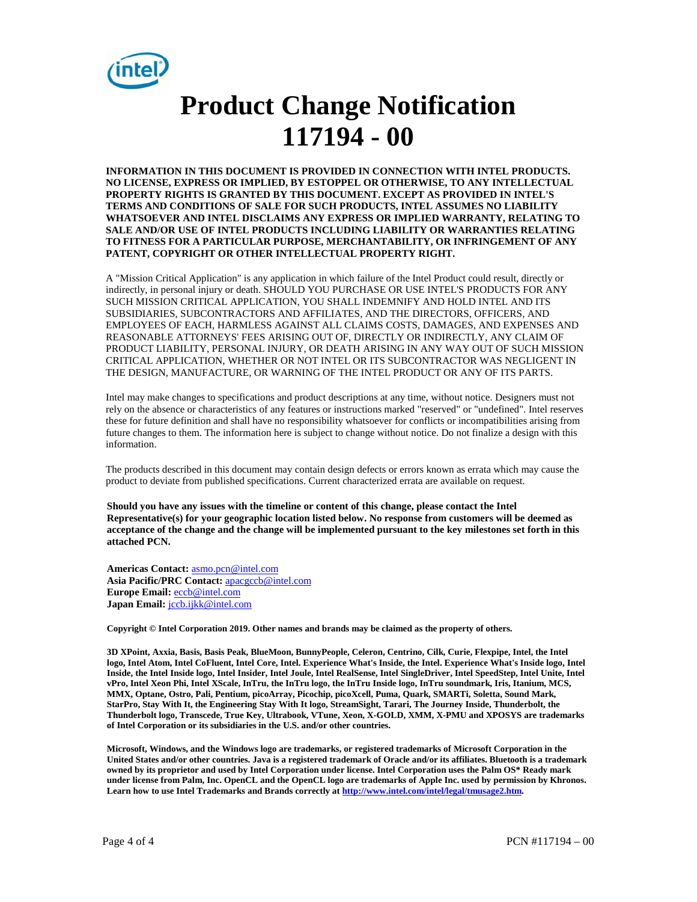# Product Change Notification
# 117194 - 00

**INFORMATION IN THIS DOCUMENT IS PROVIDED IN CONNECTION WITH INTEL PRODUCTS. NO LICENSE, EXPRESS OR IMPLIED, BY ESTOPPEL OR OTHERWISE, TO ANY INTELLECTUAL PROPERTY RIGHTS IS GRANTED BY THIS DOCUMENT. EXCEPT AS PROVIDED IN INTEL'S TERMS AND CONDITIONS OF SALE FOR SUCH PRODUCTS, INTEL ASSUMES NO LIABILITY WHATSOEVER AND INTEL DISCLAIMS ANY EXPRESS OR IMPLIED WARRANTY, RELATING TO SALE AND/OR USE OF INTEL PRODUCTS INCLUDING LIABILITY OR WARRANTIES RELATING TO FITNESS FOR A PARTICULAR PURPOSE, MERCHANTABILITY, OR INFRINGEMENT OF ANY PATENT, COPYRIGHT OR OTHER INTELLECTUAL PROPERTY RIGHT.**

A "Mission Critical Application" is any application in which failure of the Intel Product could result, directly or indirectly, in personal injury or death. SHOULD YOU PURCHASE OR USE INTEL'S PRODUCTS FOR ANY SUCH MISSION CRITICAL APPLICATION, YOU SHALL INDEMNIFY AND HOLD INTEL AND ITS SUBSIDIARIES, SUBCONTRACTORS AND AFFILIATES, AND THE DIRECTORS, OFFICERS, AND EMPLOYEES OF EACH, HARMLESS AGAINST ALL CLAIMS COSTS, DAMAGES, AND EXPENSES AND REASONABLE ATTORNEYS' FEES ARISING OUT OF, DIRECTLY OR INDIRECTLY, ANY CLAIM OF PRODUCT LIABILITY, PERSONAL INJURY, OR DEATH ARISING IN ANY WAY OUT OF SUCH MISSION CRITICAL APPLICATION, WHETHER OR NOT INTEL OR ITS SUBCONTRACTOR WAS NEGLIGENT IN THE DESIGN, MANUFACTURE, OR WARNING OF THE INTEL PRODUCT OR ANY OF ITS PARTS.

Intel may make changes to specifications and product descriptions at any time, without notice. Designers must not rely on the absence or characteristics of any features or instructions marked "reserved" or "undefined". Intel reserves these for future definition and shall have no responsibility whatsoever for conflicts or incompatibilities arising from future changes to them. The information here is subject to change without notice. Do not finalize a design with this information.

The products described in this document may contain design defects or errors known as errata which may cause the product to deviate from published specifications. Current characterized errata are available on request.

**Should you have any issues with the timeline or content of this change, please contact the Intel Representative(s) for your geographic location listed below. No response from customers will be deemed as acceptance of the change and the change will be implemented pursuant to the key milestones set forth in this attached PCN.**

**Americas Contact:** asmo.pcn@intel.com
**Asia Pacific/PRC Contact:** apacgccb@intel.com
**Europe Email:** eccb@intel.com
**Japan Email:** jccb.ijkk@intel.com

**Copyright © Intel Corporation 2019. Other names and brands may be claimed as the property of others.**

**3D XPoint, Axxia, Basis, Basis Peak, BlueMoon, BunnyPeople, Celeron, Centrino, Cilk, Curie, Flexpipe, Intel, the Intel logo, Intel Atom, Intel CoFluent, Intel Core, Intel. Experience What's Inside, the Intel. Experience What's Inside logo, Intel Inside, the Intel Inside logo, Intel Insider, Intel Joule, Intel RealSense, Intel SingleDriver, Intel SpeedStep, Intel Unite, Intel vPro, Intel Xeon Phi, Intel XScale, InTru, the InTru logo, the InTru Inside logo, InTru soundmark, Iris, Itanium, MCS, MMX, Optane, Ostro, Pali, Pentium, picoArray, Picochip, picoXcell, Puma, Quark, SMARTi, Soletta, Sound Mark, StarPro, Stay With It, the Engineering Stay With It logo, StreamSight, Tarari, The Journey Inside, Thunderbolt, the Thunderbolt logo, Transcede, True Key, Ultrabook, VTune, Xeon, X-GOLD, XMM, X-PMU and XPOSYS are trademarks of Intel Corporation or its subsidiaries in the U.S. and/or other countries.**

**Microsoft, Windows, and the Windows logo are trademarks, or registered trademarks of Microsoft Corporation in the United States and/or other countries. Java is a registered trademark of Oracle and/or its affiliates. Bluetooth is a trademark owned by its proprietor and used by Intel Corporation under license. Intel Corporation uses the Palm OS* Ready mark under license from Palm, Inc. OpenCL and the OpenCL logo are trademarks of Apple Inc. used by permission by Khronos. Learn how to use Intel Trademarks and Brands correctly at http://www.intel.com/intel/legal/tmusage2.htm.**